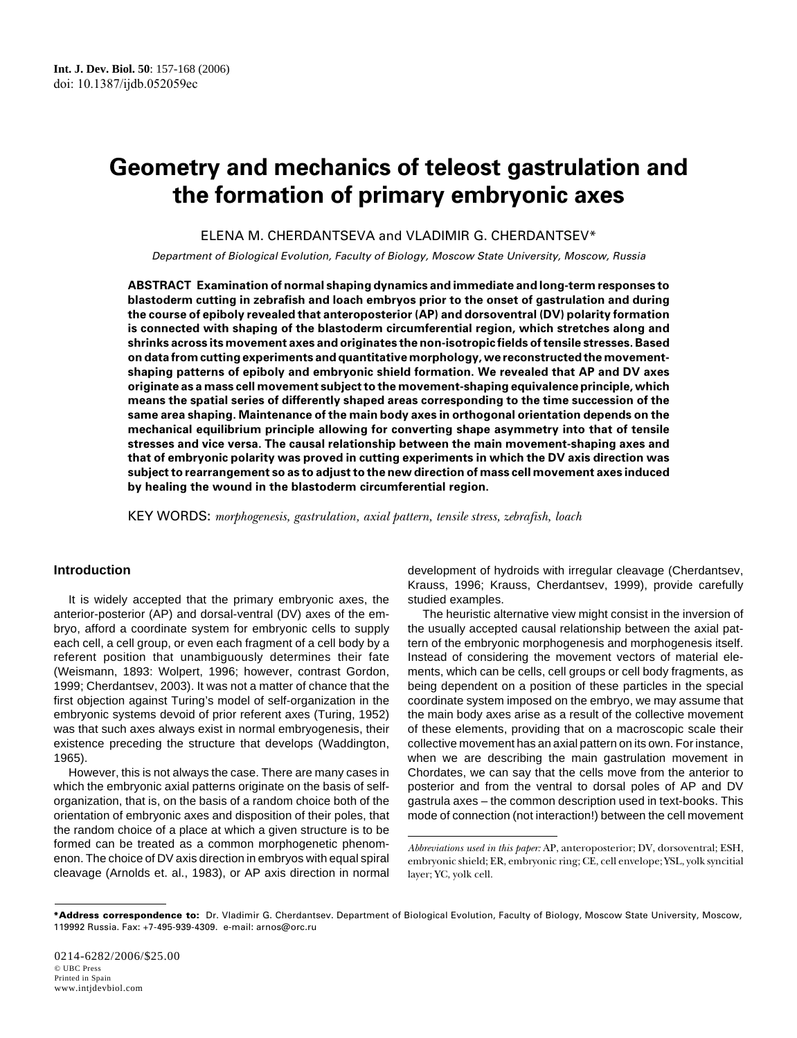Int. J. Dev. Biol. **50**: 157-168 (2006)
doi: 10.1387/ijdb.052059ec

# Geometry and mechanics of teleost gastrulation and the formation of primary embryonic axes

ELENA M. CHERDANTSEVA and VLADIMIR G. CHERDANTSEV*

*Department of Biological Evolution, Faculty of Biology, Moscow State University, Moscow, Russia*

**ABSTRACT Examination of normal shaping dynamics and immediate and long-term responses to blastoderm cutting in zebrafish and loach embryos prior to the onset of gastrulation and during the course of epiboly revealed that anteroposterior (AP) and dorsoventral (DV) polarity formation is connected with shaping of the blastoderm circumferential region, which stretches along and shrinks across its movement axes and originates the non-isotropic fields of tensile stresses. Based on data from cutting experiments and quantitative morphology, we reconstructed the movement-shaping patterns of epiboly and embryonic shield formation. We revealed that AP and DV axes originate as a mass cell movement subject to the movement-shaping equivalence principle, which means the spatial series of differently shaped areas corresponding to the time succession of the same area shaping. Maintenance of the main body axes in orthogonal orientation depends on the mechanical equilibrium principle allowing for converting shape asymmetry into that of tensile stresses and vice versa. The causal relationship between the main movement-shaping axes and that of embryonic polarity was proved in cutting experiments in which the DV axis direction was subject to rearrangement so as to adjust to the new direction of mass cell movement axes induced by healing the wound in the blastoderm circumferential region.**

KEY WORDS: *morphogenesis, gastrulation, axial pattern, tensile stress, zebrafish, loach*

## Introduction

It is widely accepted that the primary embryonic axes, the anterior-posterior (AP) and dorsal-ventral (DV) axes of the embryo, afford a coordinate system for embryonic cells to supply each cell, a cell group, or even each fragment of a cell body by a referent position that unambiguously determines their fate (Weismann, 1893: Wolpert, 1996; however, contrast Gordon, 1999; Cherdantsev, 2003). It was not a matter of chance that the first objection against Turing's model of self-organization in the embryonic systems devoid of prior referent axes (Turing, 1952) was that such axes always exist in normal embryogenesis, their existence preceding the structure that develops (Waddington, 1965).

However, this is not always the case. There are many cases in which the embryonic axial patterns originate on the basis of self-organization, that is, on the basis of a random choice both of the orientation of embryonic axes and disposition of their poles, that the random choice of a place at which a given structure is to be formed can be treated as a common morphogenetic phenomenon. The choice of DV axis direction in embryos with equal spiral cleavage (Arnolds et. al., 1983), or AP axis direction in normal development of hydroids with irregular cleavage (Cherdantsev, Krauss, 1996; Krauss, Cherdantsev, 1999), provide carefully studied examples.

The heuristic alternative view might consist in the inversion of the usually accepted causal relationship between the axial pattern of the embryonic morphogenesis and morphogenesis itself. Instead of considering the movement vectors of material elements, which can be cells, cell groups or cell body fragments, as being dependent on a position of these particles in the special coordinate system imposed on the embryo, we may assume that the main body axes arise as a result of the collective movement of these elements, providing that on a macroscopic scale their collective movement has an axial pattern on its own. For instance, when we are describing the main gastrulation movement in Chordates, we can say that the cells move from the anterior to posterior and from the ventral to dorsal poles of AP and DV gastrula axes – the common description used in text-books. This mode of connection (not interaction!) between the cell movement

*Abbreviations used in this paper:* AP, anteroposterior; DV, dorsoventral; ESH, embryonic shield; ER, embryonic ring; CE, cell envelope; YSL, yolk syncitial layer; YC, yolk cell.

***Address correspondence to:** Dr. Vladimir G. Cherdantsev. Department of Biological Evolution, Faculty of Biology, Moscow State University, Moscow, 119992 Russia. Fax: +7-495-939-4309. e-mail: arnos@orc.ru

0214-6282/2006/$25.00
© UBC Press
Printed in Spain
www.intjdevbiol.com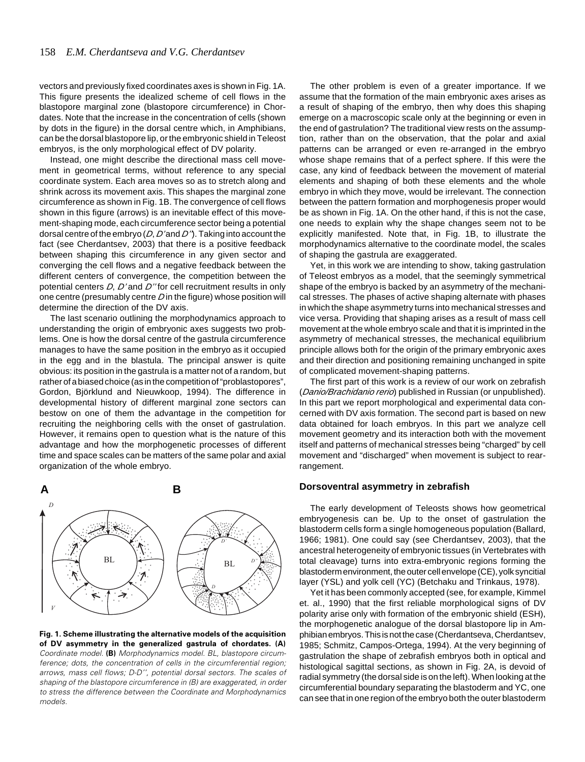vectors and previously fixed coordinates axes is shown in Fig. 1A. This figure presents the idealized scheme of cell flows in the blastopore marginal zone (blastopore circumference) in Chordates. Note that the increase in the concentration of cells (shown by dots in the figure) in the dorsal centre which, in Amphibians, can be the dorsal blastopore lip, or the embryonic shield in Teleost embryos, is the only morphological effect of DV polarity.

Instead, one might describe the directional mass cell movement in geometrical terms, without reference to any special coordinate system. Each area moves so as to stretch along and shrink across its movement axis. This shapes the marginal zone circumference as shown in Fig. 1B. The convergence of cell flows shown in this figure (arrows) is an inevitable effect of this movement-shaping mode, each circumference sector being a potential dorsal centre of the embryo (*D*, *D'* and *D''*). Taking into account the fact (see Cherdantsev, 2003) that there is a positive feedback between shaping this circumference in any given sector and converging the cell flows and a negative feedback between the different centers of convergence, the competition between the potential centers *D*, *D'* and *D''* for cell recruitment results in only one centre (presumably centre *D* in the figure) whose position will determine the direction of the DV axis.

The last scenario outlining the morphodynamics approach to understanding the origin of embryonic axes suggests two problems. One is how the dorsal centre of the gastrula circumference manages to have the same position in the embryo as it occupied in the egg and in the blastula. The principal answer is quite obvious: its position in the gastrula is a matter not of a random, but rather of a biased choice (as in the competition of "problastopores", Gordon, Björklund and Nieuwkoop, 1994). The difference in developmental history of different marginal zone sectors can bestow on one of them the advantage in the competition for recruiting the neighboring cells with the onset of gastrulation. However, it remains open to question what is the nature of this advantage and how the morphogenetic processes of different time and space scales can be matters of the same polar and axial organization of the whole embryo.

**Fig. 1. Scheme illustrating the alternative models of the acquisition of DV asymmetry in the generalized gastrula of chordates. (A)** *Coordinate model.* **(B)** *Morphodynamics model. BL, blastopore circumference; dots, the concentration of cells in the circumferential region; arrows, mass cell flows; D-D'', potential dorsal sectors. The scales of shaping of the blastopore circumference in (B) are exaggerated, in order to stress the difference between the Coordinate and Morphodynamics models.*

The other problem is even of a greater importance. If we assume that the formation of the main embryonic axes arises as a result of shaping of the embryo, then why does this shaping emerge on a macroscopic scale only at the beginning or even in the end of gastrulation? The traditional view rests on the assumption, rather than on the observation, that the polar and axial patterns can be arranged or even re-arranged in the embryo whose shape remains that of a perfect sphere. If this were the case, any kind of feedback between the movement of material elements and shaping of both these elements and the whole embryo in which they move, would be irrelevant. The connection between the pattern formation and morphogenesis proper would be as shown in Fig. 1A. On the other hand, if this is not the case, one needs to explain why the shape changes seem not to be explicitly manifested. Note that, in Fig. 1B, to illustrate the morphodynamics alternative to the coordinate model, the scales of shaping of the gastrula are exaggerated.

Yet, in this work we are intending to show, taking gastrulation of Teleost embryos as a model, that the seemingly symmetrical shape of the embryo is backed by an asymmetry of the mechanical stresses. The phases of active shaping alternate with phases in which the shape asymmetry turns into mechanical stresses and vice versa. Providing that shaping arises as a result of mass cell movement at the whole embryo scale and that it is imprinted in the asymmetry of mechanical stresses, the mechanical equilibrium principle allows both for the origin of the primary embryonic axes and their direction and positioning remaining unchanged in spite of complicated movement-shaping patterns.

The first part of this work is a review of our work on zebrafish (*Danio/Brachidanio rerio*) published in Russian (or unpublished). In this part we report morphological and experimental data concerned with DV axis formation. The second part is based on new data obtained for loach embryos. In this part we analyze cell movement geometry and its interaction both with the movement itself and patterns of mechanical stresses being "charged" by cell movement and "discharged" when movement is subject to rearrangement.

## Dorsoventral asymmetry in zebrafish

The early development of Teleosts shows how geometrical embryogenesis can be. Up to the onset of gastrulation the blastoderm cells form a single homogeneous population (Ballard, 1966; 1981). One could say (see Cherdantsev, 2003), that the ancestral heterogeneity of embryonic tissues (in Vertebrates with total cleavage) turns into extra-embryonic regions forming the blastoderm environment, the outer cell envelope (CE), yolk syncitial layer (YSL) and yolk cell (YC) (Betchaku and Trinkaus, 1978).

Yet it has been commonly accepted (see, for example, Kimmel et. al., 1990) that the first reliable morphological signs of DV polarity arise only with formation of the embryonic shield (ESH), the morphogenetic analogue of the dorsal blastopore lip in Amphibian embryos. This is not the case (Cherdantseva, Cherdantsev, 1985; Schmitz, Campos-Ortega, 1994). At the very beginning of gastrulation the shape of zebrafish embryos both in optical and histological sagittal sections, as shown in Fig. 2A, is devoid of radial symmetry (the dorsal side is on the left). When looking at the circumferential boundary separating the blastoderm and YC, one can see that in one region of the embryo both the outer blastoderm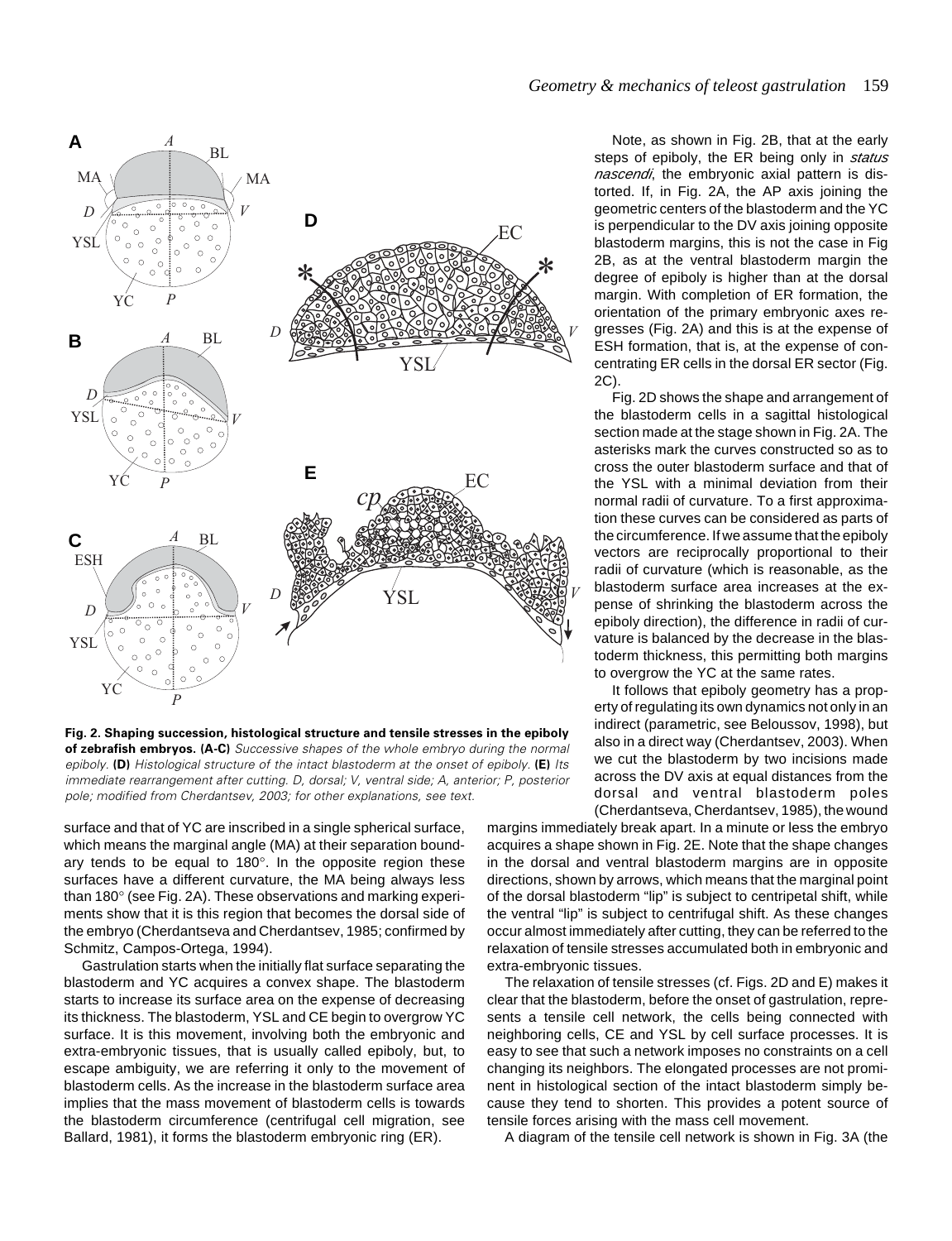**Fig. 2. Shaping succession, histological structure and tensile stresses in the epiboly of zebrafish embryos. (A-C)** *Successive shapes of the whole embryo during the normal epiboly.* **(D)** *Histological structure of the intact blastoderm at the onset of epiboly.* **(E)** *Its immediate rearrangement after cutting. D, dorsal; V, ventral side; A, anterior; P, posterior pole; modified from Cherdantsev, 2003; for other explanations, see text.*

surface and that of YC are inscribed in a single spherical surface, which means the marginal angle (MA) at their separation boundary tends to be equal to 180°. In the opposite region these surfaces have a different curvature, the MA being always less than 180° (see Fig. 2A). These observations and marking experiments show that it is this region that becomes the dorsal side of the embryo (Cherdantseva and Cherdantsev, 1985; confirmed by Schmitz, Campos-Ortega, 1994).

Gastrulation starts when the initially flat surface separating the blastoderm and YC acquires a convex shape. The blastoderm starts to increase its surface area on the expense of decreasing its thickness. The blastoderm, YSL and CE begin to overgrow YC surface. It is this movement, involving both the embryonic and extra-embryonic tissues, that is usually called epiboly, but, to escape ambiguity, we are referring it only to the movement of blastoderm cells. As the increase in the blastoderm surface area implies that the mass movement of blastoderm cells is towards the blastoderm circumference (centrifugal cell migration, see Ballard, 1981), it forms the blastoderm embryonic ring (ER).

Note, as shown in Fig. 2B, that at the early steps of epiboly, the ER being only in *status nascendi*, the embryonic axial pattern is distorted. If, in Fig. 2A, the AP axis joining the geometric centers of the blastoderm and the YC is perpendicular to the DV axis joining opposite blastoderm margins, this is not the case in Fig 2B, as at the ventral blastoderm margin the degree of epiboly is higher than at the dorsal margin. With completion of ER formation, the orientation of the primary embryonic axes regresses (Fig. 2A) and this is at the expense of ESH formation, that is, at the expense of concentrating ER cells in the dorsal ER sector (Fig. 2C).

Fig. 2D shows the shape and arrangement of the blastoderm cells in a sagittal histological section made at the stage shown in Fig. 2A. The asterisks mark the curves constructed so as to cross the outer blastoderm surface and that of the YSL with a minimal deviation from their normal radii of curvature. To a first approximation these curves can be considered as parts of the circumference. If we assume that the epiboly vectors are reciprocally proportional to their radii of curvature (which is reasonable, as the blastoderm surface area increases at the expense of shrinking the blastoderm across the epiboly direction), the difference in radii of curvature is balanced by the decrease in the blastoderm thickness, this permitting both margins to overgrow the YC at the same rates.

It follows that epiboly geometry has a property of regulating its own dynamics not only in an indirect (parametric, see Beloussov, 1998), but also in a direct way (Cherdantsev, 2003). When we cut the blastoderm by two incisions made across the DV axis at equal distances from the dorsal and ventral blastoderm poles (Cherdantseva, Cherdantsev, 1985), the wound margins immediately break apart. In a minute or less the embryo acquires a shape shown in Fig. 2E. Note that the shape changes in the dorsal and ventral blastoderm margins are in opposite directions, shown by arrows, which means that the marginal point of the dorsal blastoderm "lip" is subject to centripetal shift, while the ventral "lip" is subject to centrifugal shift. As these changes occur almost immediately after cutting, they can be referred to the relaxation of tensile stresses accumulated both in embryonic and extra-embryonic tissues.

The relaxation of tensile stresses (cf. Figs. 2D and E) makes it clear that the blastoderm, before the onset of gastrulation, represents a tensile cell network, the cells being connected with neighboring cells, CE and YSL by cell surface processes. It is easy to see that such a network imposes no constraints on a cell changing its neighbors. The elongated processes are not prominent in histological section of the intact blastoderm simply because they tend to shorten. This provides a potent source of tensile forces arising with the mass cell movement.

A diagram of the tensile cell network is shown in Fig. 3A (the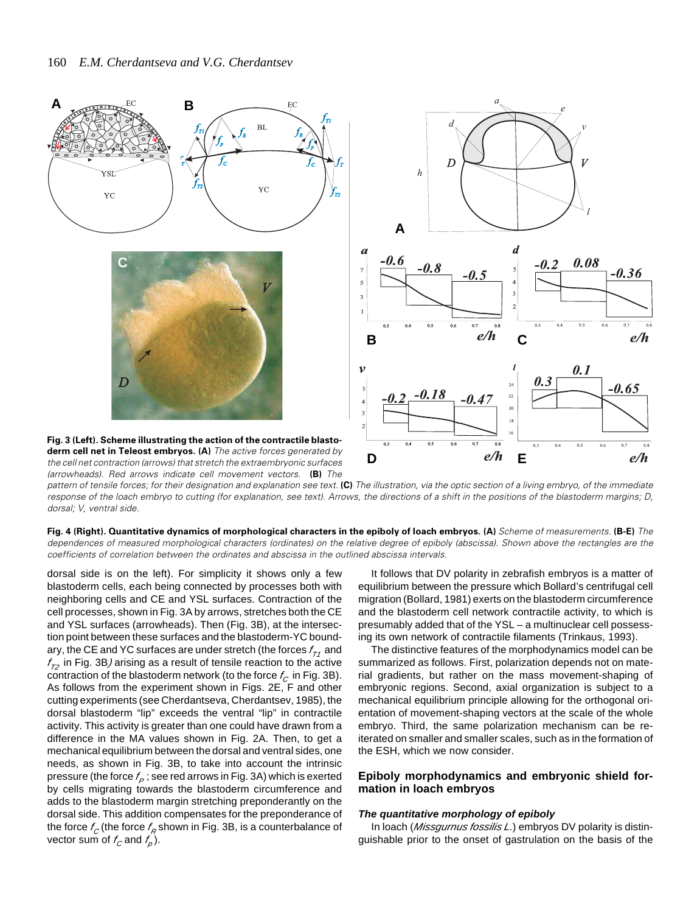**Fig. 3 (Left). Scheme illustrating the action of the contractile blastoderm cell net in Teleost embryos. (A)** *The active forces generated by the cell net contraction (arrows) that stretch the extraembryonic surfaces (arrowheads). Red arrows indicate cell movement vectors.* **(B)** *The pattern of tensile forces; for their designation and explanation see text.* **(C)** *The illustration, via the optic section of a living embryo, of the immediate response of the loach embryo to cutting (for explanation, see text). Arrows, the directions of a shift in the positions of the blastoderm margins; D, dorsal; V, ventral side.*

**Fig. 4 (Right). Quantitative dynamics of morphological characters in the epiboly of loach embryos. (A)** *Scheme of measurements.* **(B-E)** *The dependences of measured morphological characters (ordinates) on the relative degree of epiboly (abscissa). Shown above the rectangles are the coefficients of correlation between the ordinates and abscissa in the outlined abscissa intervals.*

dorsal side is on the left). For simplicity it shows only a few blastoderm cells, each being connected by processes both with neighboring cells and CE and YSL surfaces. Contraction of the cell processes, shown in Fig. 3A by arrows, stretches both the CE and YSL surfaces (arrowheads). Then (Fig. 3B), at the intersection point between these surfaces and the blastoderm-YC boundary, the CE and YC surfaces are under stretch (the forces $f_{T1}$ and $f_{T2}$ in Fig. 3B) arising as a result of tensile reaction to the active contraction of the blastoderm network (to the force $f_C$ in Fig. 3B). As follows from the experiment shown in Figs. 2E, F and other cutting experiments (see Cherdantseva, Cherdantsev, 1985), the dorsal blastoderm "lip" exceeds the ventral "lip" in contractile activity. This activity is greater than one could have drawn from a difference in the MA values shown in Fig. 2A. Then, to get a mechanical equilibrium between the dorsal and ventral sides, one needs, as shown in Fig. 3B, to take into account the intrinsic pressure (the force $f_P$ ; see red arrows in Fig. 3A) which is exerted by cells migrating towards the blastoderm circumference and adds to the blastoderm margin stretching preponderantly on the dorsal side. This addition compensates for the preponderance of the force $f_C$ (the force $f_R$ shown in Fig. 3B, is a counterbalance of vector sum of $f_C$ and $f_P$).

It follows that DV polarity in zebrafish embryos is a matter of equilibrium between the pressure which Bollard's centrifugal cell migration (Bollard, 1981) exerts on the blastoderm circumference and the blastoderm cell network contractile activity, to which is presumably added that of the YSL – a multinuclear cell possessing its own network of contractile filaments (Trinkaus, 1993).

The distinctive features of the morphodynamics model can be summarized as follows. First, polarization depends not on material gradients, but rather on the mass movement-shaping of embryonic regions. Second, axial organization is subject to a mechanical equilibrium principle allowing for the orthogonal orientation of movement-shaping vectors at the scale of the whole embryo. Third, the same polarization mechanism can be re-iterated on smaller and smaller scales, such as in the formation of the ESH, which we now consider.

## Epiboly morphodynamics and embryonic shield formation in loach embryos

### *The quantitative morphology of epiboly*

In loach (*Missgurnus fossilis L.*) embryos DV polarity is distinguishable prior to the onset of gastrulation on the basis of the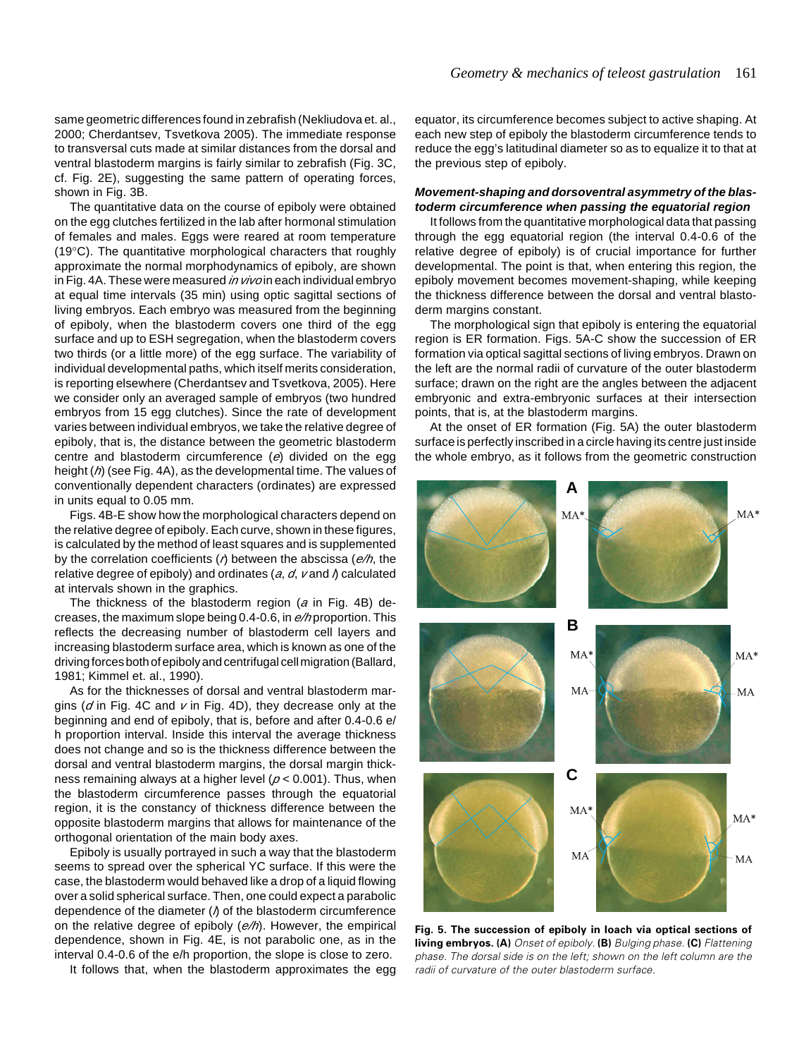same geometric differences found in zebrafish (Nekliudova et. al., 2000; Cherdantsev, Tsvetkova 2005). The immediate response to transversal cuts made at similar distances from the dorsal and ventral blastoderm margins is fairly similar to zebrafish (Fig. 3C, cf. Fig. 2E), suggesting the same pattern of operating forces, shown in Fig. 3B.

The quantitative data on the course of epiboly were obtained on the egg clutches fertilized in the lab after hormonal stimulation of females and males. Eggs were reared at room temperature (19°C). The quantitative morphological characters that roughly approximate the normal morphodynamics of epiboly, are shown in Fig. 4A. These were measured *in vivo* in each individual embryo at equal time intervals (35 min) using optic sagittal sections of living embryos. Each embryo was measured from the beginning of epiboly, when the blastoderm covers one third of the egg surface and up to ESH segregation, when the blastoderm covers two thirds (or a little more) of the egg surface. The variability of individual developmental paths, which itself merits consideration, is reporting elsewhere (Cherdantsev and Tsvetkova, 2005). Here we consider only an averaged sample of embryos (two hundred embryos from 15 egg clutches). Since the rate of development varies between individual embryos, we take the relative degree of epiboly, that is, the distance between the geometric blastoderm centre and blastoderm circumference ($e$) divided on the egg height ($h$) (see Fig. 4A), as the developmental time. The values of conventionally dependent characters (ordinates) are expressed in units equal to 0.05 mm.

Figs. 4B-E show how the morphological characters depend on the relative degree of epiboly. Each curve, shown in these figures, is calculated by the method of least squares and is supplemented by the correlation coefficients ($r$) between the abscissa ($e/h$, the relative degree of epiboly) and ordinates ($a$, $d$, $v$ and $l$) calculated at intervals shown in the graphics.

The thickness of the blastoderm region ($a$ in Fig. 4B) decreases, the maximum slope being 0.4-0.6, in $e/h$ proportion. This reflects the decreasing number of blastoderm cell layers and increasing blastoderm surface area, which is known as one of the driving forces both of epiboly and centrifugal cell migration (Ballard, 1981; Kimmel et. al., 1990).

As for the thicknesses of dorsal and ventral blastoderm margins ($d$ in Fig. 4C and $v$ in Fig. 4D), they decrease only at the beginning and end of epiboly, that is, before and after 0.4-0.6 e/h proportion interval. Inside this interval the average thickness does not change and so is the thickness difference between the dorsal and ventral blastoderm margins, the dorsal margin thickness remaining always at a higher level ($p < 0.001$). Thus, when the blastoderm circumference passes through the equatorial region, it is the constancy of thickness difference between the opposite blastoderm margins that allows for maintenance of the orthogonal orientation of the main body axes.

Epiboly is usually portrayed in such a way that the blastoderm seems to spread over the spherical YC surface. If this were the case, the blastoderm would behaved like a drop of a liquid flowing over a solid spherical surface. Then, one could expect a parabolic dependence of the diameter ($l$) of the blastoderm circumference on the relative degree of epiboly ($e/h$). However, the empirical dependence, shown in Fig. 4E, is not parabolic one, as in the interval 0.4-0.6 of the e/h proportion, the slope is close to zero.

It follows that, when the blastoderm approximates the egg equator, its circumference becomes subject to active shaping. At each new step of epiboly the blastoderm circumference tends to reduce the egg's latitudinal diameter so as to equalize it to that at the previous step of epiboly.

### *Movement-shaping and dorsoventral asymmetry of the blastoderm circumference when passing the equatorial region*

It follows from the quantitative morphological data that passing through the egg equatorial region (the interval 0.4-0.6 of the relative degree of epiboly) is of crucial importance for further developmental. The point is that, when entering this region, the epiboly movement becomes movement-shaping, while keeping the thickness difference between the dorsal and ventral blastoderm margins constant.

The morphological sign that epiboly is entering the equatorial region is ER formation. Figs. 5A-C show the succession of ER formation via optical sagittal sections of living embryos. Drawn on the left are the normal radii of curvature of the outer blastoderm surface; drawn on the right are the angles between the adjacent embryonic and extra-embryonic surfaces at their intersection points, that is, at the blastoderm margins.

At the onset of ER formation (Fig. 5A) the outer blastoderm surface is perfectly inscribed in a circle having its centre just inside the whole embryo, as it follows from the geometric construction

**Fig. 5. The succession of epiboly in loach via optical sections of living embryos. (A)** *Onset of epiboly.* **(B)** *Bulging phase.* **(C)** *Flattening phase. The dorsal side is on the left; shown on the left column are the radii of curvature of the outer blastoderm surface.*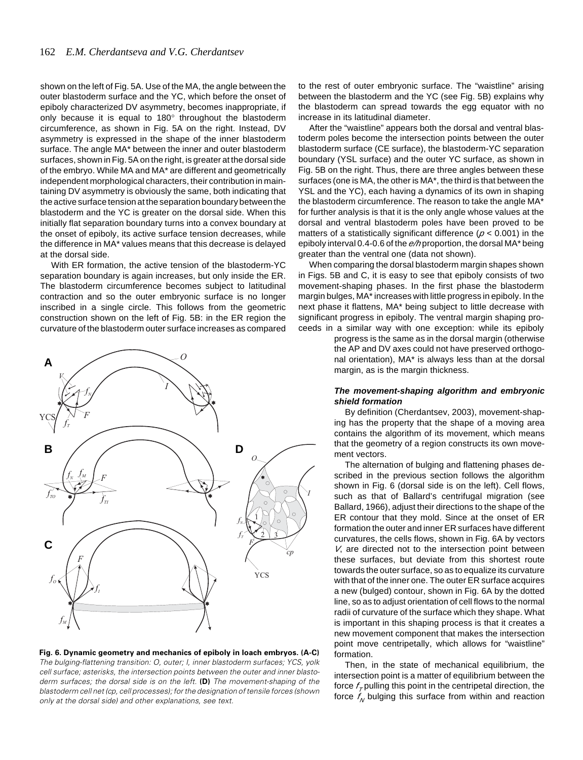shown on the left of Fig. 5A. Use of the MA, the angle between the outer blastoderm surface and the YC, which before the onset of epiboly characterized DV asymmetry, becomes inappropriate, if only because it is equal to 180° throughout the blastoderm circumference, as shown in Fig. 5A on the right. Instead, DV asymmetry is expressed in the shape of the inner blastoderm surface. The angle MA* between the inner and outer blastoderm surfaces, shown in Fig. 5A on the right, is greater at the dorsal side of the embryo. While MA and MA* are different and geometrically independent morphological characters, their contribution in maintaining DV asymmetry is obviously the same, both indicating that the active surface tension at the separation boundary between the blastoderm and the YC is greater on the dorsal side. When this initially flat separation boundary turns into a convex boundary at the onset of epiboly, its active surface tension decreases, while the difference in MA* values means that this decrease is delayed at the dorsal side.

With ER formation, the active tension of the blastoderm-YC separation boundary is again increases, but only inside the ER. The blastoderm circumference becomes subject to latitudinal contraction and so the outer embryonic surface is no longer inscribed in a single circle. This follows from the geometric construction shown on the left of Fig. 5B: in the ER region the curvature of the blastoderm outer surface increases as compared to the rest of outer embryonic surface. The "waistline" arising between the blastoderm and the YC (see Fig. 5B) explains why the blastoderm can spread towards the egg equator with no increase in its latitudinal diameter.

After the "waistline" appears both the dorsal and ventral blastoderm poles become the intersection points between the outer blastoderm surface (CE surface), the blastoderm-YC separation boundary (YSL surface) and the outer YC surface, as shown in Fig. 5B on the right. Thus, there are three angles between these surfaces (one is MA, the other is MA*, the third is that between the YSL and the YC), each having a dynamics of its own in shaping the blastoderm circumference. The reason to take the angle MA* for further analysis is that it is the only angle whose values at the dorsal and ventral blastoderm poles have been proved to be matters of a statistically significant difference ($p < 0.001$) in the epiboly interval 0.4-0.6 of the *e/h* proportion, the dorsal MA* being greater than the ventral one (data not shown).

When comparing the dorsal blastoderm margin shapes shown in Figs. 5B and C, it is easy to see that epiboly consists of two movement-shaping phases. In the first phase the blastoderm margin bulges, MA* increases with little progress in epiboly. In the next phase it flattens, MA* being subject to little decrease with significant progress in epiboly. The ventral margin shaping proceeds in a similar way with one exception: while its epiboly progress is the same as in the dorsal margin (otherwise the AP and DV axes could not have preserved orthogonal orientation), MA* is always less than at the dorsal margin, as is the margin thickness.

**Fig. 6. Dynamic geometry and mechanics of epiboly in loach embryos. (A-C)** *The bulging-flattening transition: O, outer; I, inner blastoderm surfaces; YCS, yolk cell surface; asterisks, the intersection points between the outer and inner blastoderm surfaces; the dorsal side is on the left.* **(D)** *The movement-shaping of the blastoderm cell net (cp, cell processes); for the designation of tensile forces (shown only at the dorsal side) and other explanations, see text.*

### *The movement-shaping algorithm and embryonic shield formation*

By definition (Cherdantsev, 2003), movement-shaping has the property that the shape of a moving area contains the algorithm of its movement, which means that the geometry of a region constructs its own movement vectors.

The alternation of bulging and flattening phases described in the previous section follows the algorithm shown in Fig. 6 (dorsal side is on the left). Cell flows, such as that of Ballard's centrifugal migration (see Ballard, 1966), adjust their directions to the shape of the ER contour that they mold. Since at the onset of ER formation the outer and inner ER surfaces have different curvatures, the cells flows, shown in Fig. 6A by vectors *V*, are directed not to the intersection point between these surfaces, but deviate from this shortest route towards the outer surface, so as to equalize its curvature with that of the inner one. The outer ER surface acquires a new (bulged) contour, shown in Fig. 6A by the dotted line, so as to adjust orientation of cell flows to the normal radii of curvature of the surface which they shape. What is important in this shaping process is that it creates a new movement component that makes the intersection point move centripetally, which allows for "waistline" formation.

Then, in the state of mechanical equilibrium, the intersection point is a matter of equilibrium between the force $f_T$ pulling this point in the centripetal direction, the force $f_N$ bulging this surface from within and reaction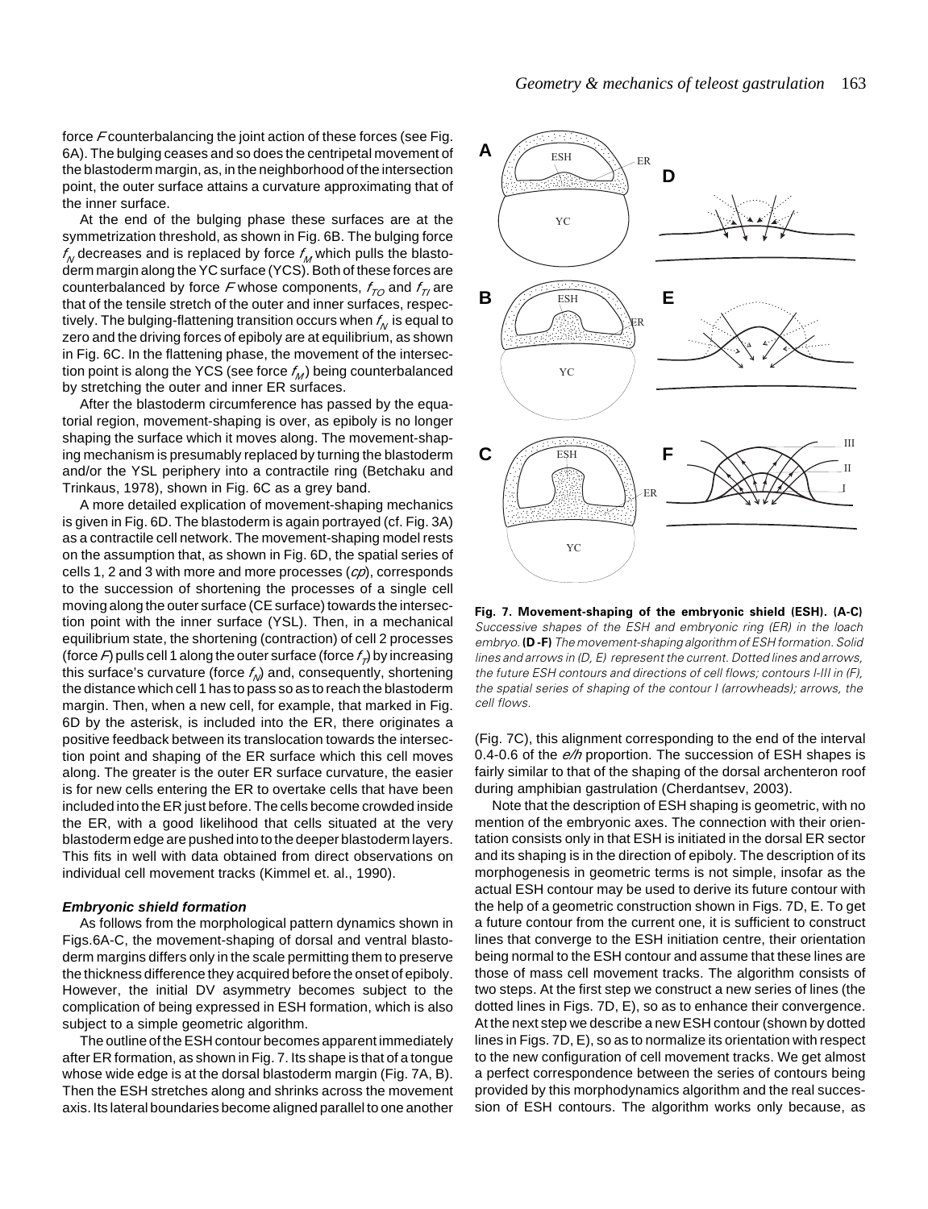force $F$ counterbalancing the joint action of these forces (see Fig. 6A). The bulging ceases and so does the centripetal movement of the blastoderm margin, as, in the neighborhood of the intersection point, the outer surface attains a curvature approximating that of the inner surface.

At the end of the bulging phase these surfaces are at the symmetrization threshold, as shown in Fig. 6B. The bulging force $f_N$ decreases and is replaced by force $f_M$ which pulls the blastoderm margin along the YC surface (YCS). Both of these forces are counterbalanced by force $F$ whose components, $f_{TO}$ and $f_{TI}$ are that of the tensile stretch of the outer and inner surfaces, respectively. The bulging-flattening transition occurs when $f_N$ is equal to zero and the driving forces of epiboly are at equilibrium, as shown in Fig. 6C. In the flattening phase, the movement of the intersection point is along the YCS (see force $f_M$) being counterbalanced by stretching the outer and inner ER surfaces.

After the blastoderm circumference has passed by the equatorial region, movement-shaping is over, as epiboly is no longer shaping the surface which it moves along. The movement-shaping mechanism is presumably replaced by turning the blastoderm and/or the YSL periphery into a contractile ring (Betchaku and Trinkaus, 1978), shown in Fig. 6C as a grey band.

A more detailed explication of movement-shaping mechanics is given in Fig. 6D. The blastoderm is again portrayed (cf. Fig. 3A) as a contractile cell network. The movement-shaping model rests on the assumption that, as shown in Fig. 6D, the spatial series of cells 1, 2 and 3 with more and more processes (*cp*), corresponds to the succession of shortening the processes of a single cell moving along the outer surface (CE surface) towards the intersection point with the inner surface (YSL). Then, in a mechanical equilibrium state, the shortening (contraction) of cell 2 processes (force $F$) pulls cell 1 along the outer surface (force $f_T$) by increasing this surface's curvature (force $f_N$) and, consequently, shortening the distance which cell 1 has to pass so as to reach the blastoderm margin. Then, when a new cell, for example, that marked in Fig. 6D by the asterisk, is included into the ER, there originates a positive feedback between its translocation towards the intersection point and shaping of the ER surface which this cell moves along. The greater is the outer ER surface curvature, the easier is for new cells entering the ER to overtake cells that have been included into the ER just before. The cells become crowded inside the ER, with a good likelihood that cells situated at the very blastoderm edge are pushed into to the deeper blastoderm layers. This fits in well with data obtained from direct observations on individual cell movement tracks (Kimmel et. al., 1990).

### *Embryonic shield formation*

As follows from the morphological pattern dynamics shown in Figs.6A-C, the movement-shaping of dorsal and ventral blastoderm margins differs only in the scale permitting them to preserve the thickness difference they acquired before the onset of epiboly. However, the initial DV asymmetry becomes subject to the complication of being expressed in ESH formation, which is also subject to a simple geometric algorithm.

The outline of the ESH contour becomes apparent immediately after ER formation, as shown in Fig. 7. Its shape is that of a tongue whose wide edge is at the dorsal blastoderm margin (Fig. 7A, B). Then the ESH stretches along and shrinks across the movement axis. Its lateral boundaries become aligned parallel to one another (Fig. 7C), this alignment corresponding to the end of the interval 0.4-0.6 of the *e/h* proportion. The succession of ESH shapes is fairly similar to that of the shaping of the dorsal archenteron roof during amphibian gastrulation (Cherdantsev, 2003).

**Fig. 7. Movement-shaping of the embryonic shield (ESH). (A-C)** *Successive shapes of the ESH and embryonic ring (ER) in the loach embryo.* **(D -F)** *The movement-shaping algorithm of ESH formation. Solid lines and arrows in (D, E) represent the current. Dotted lines and arrows, the future ESH contours and directions of cell flows; contours I-III in (F), the spatial series of shaping of the contour I (arrowheads); arrows, the cell flows.*

Note that the description of ESH shaping is geometric, with no mention of the embryonic axes. The connection with their orientation consists only in that ESH is initiated in the dorsal ER sector and its shaping is in the direction of epiboly. The description of its morphogenesis in geometric terms is not simple, insofar as the actual ESH contour may be used to derive its future contour with the help of a geometric construction shown in Figs. 7D, E. To get a future contour from the current one, it is sufficient to construct lines that converge to the ESH initiation centre, their orientation being normal to the ESH contour and assume that these lines are those of mass cell movement tracks. The algorithm consists of two steps. At the first step we construct a new series of lines (the dotted lines in Figs. 7D, E), so as to enhance their convergence. At the next step we describe a new ESH contour (shown by dotted lines in Figs. 7D, E), so as to normalize its orientation with respect to the new configuration of cell movement tracks. We get almost a perfect correspondence between the series of contours being provided by this morphodynamics algorithm and the real succession of ESH contours. The algorithm works only because, as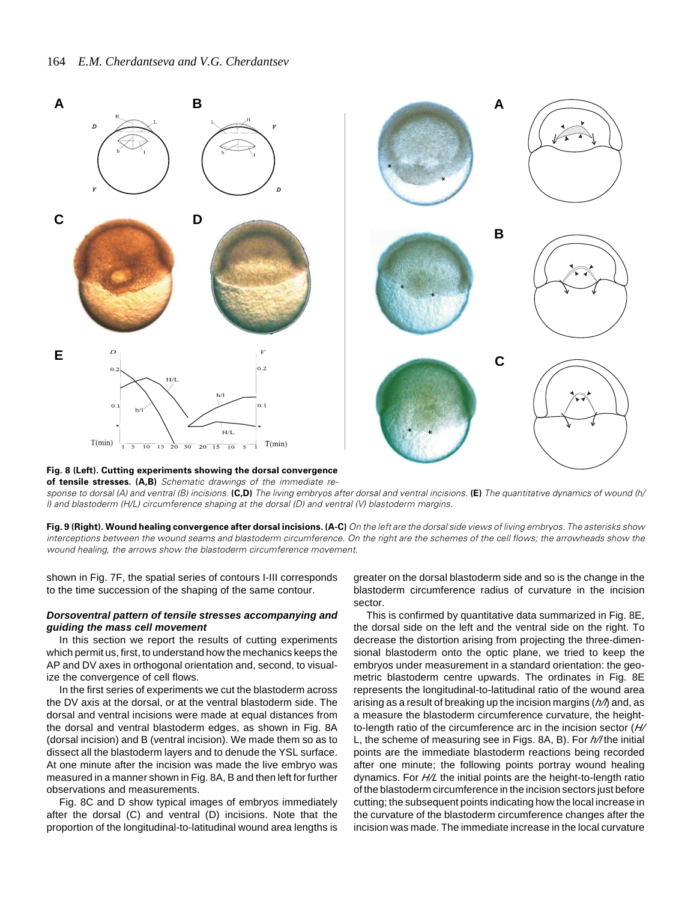**Fig. 8 (Left). Cutting experiments showing the dorsal convergence of tensile stresses. (A,B)** *Schematic drawings of the immediate response to dorsal (A) and ventral (B) incisions.* **(C,D)** *The living embryos after dorsal and ventral incisions.* **(E)** *The quantitative dynamics of wound (h/l) and blastoderm (H/L) circumference shaping at the dorsal (D) and ventral (V) blastoderm margins.*

**Fig. 9 (Right). Wound healing convergence after dorsal incisions. (A-C)** *On the left are the dorsal side views of living embryos. The asterisks show interceptions between the wound seams and blastoderm circumference. On the right are the schemes of the cell flows; the arrowheads show the wound healing, the arrows show the blastoderm circumference movement.*

shown in Fig. 7F, the spatial series of contours I-III corresponds to the time succession of the shaping of the same contour.

### *Dorsoventral pattern of tensile stresses accompanying and guiding the mass cell movement*

In this section we report the results of cutting experiments which permit us, first, to understand how the mechanics keeps the AP and DV axes in orthogonal orientation and, second, to visualize the convergence of cell flows.

In the first series of experiments we cut the blastoderm across the DV axis at the dorsal, or at the ventral blastoderm side. The dorsal and ventral incisions were made at equal distances from the dorsal and ventral blastoderm edges, as shown in Fig. 8A (dorsal incision) and B (ventral incision). We made them so as to dissect all the blastoderm layers and to denude the YSL surface. At one minute after the incision was made the live embryo was measured in a manner shown in Fig. 8A, B and then left for further observations and measurements.

Fig. 8C and D show typical images of embryos immediately after the dorsal (C) and ventral (D) incisions. Note that the proportion of the longitudinal-to-latitudinal wound area lengths is greater on the dorsal blastoderm side and so is the change in the blastoderm circumference radius of curvature in the incision sector.

This is confirmed by quantitative data summarized in Fig. 8E, the dorsal side on the left and the ventral side on the right. To decrease the distortion arising from projecting the three-dimensional blastoderm onto the optic plane, we tried to keep the embryos under measurement in a standard orientation: the geometric blastoderm centre upwards. The ordinates in Fig. 8E represents the longitudinal-to-latitudinal ratio of the wound area arising as a result of breaking up the incision margins (*h/l*) and, as a measure the blastoderm circumference curvature, the height-to-length ratio of the circumference arc in the incision sector (*H/L*, the scheme of measuring see in Figs. 8A, B). For *h/l* the initial points are the immediate blastoderm reactions being recorded after one minute; the following points portray wound healing dynamics. For *H/L* the initial points are the height-to-length ratio of the blastoderm circumference in the incision sectors just before cutting; the subsequent points indicating how the local increase in the curvature of the blastoderm circumference changes after the incision was made. The immediate increase in the local curvature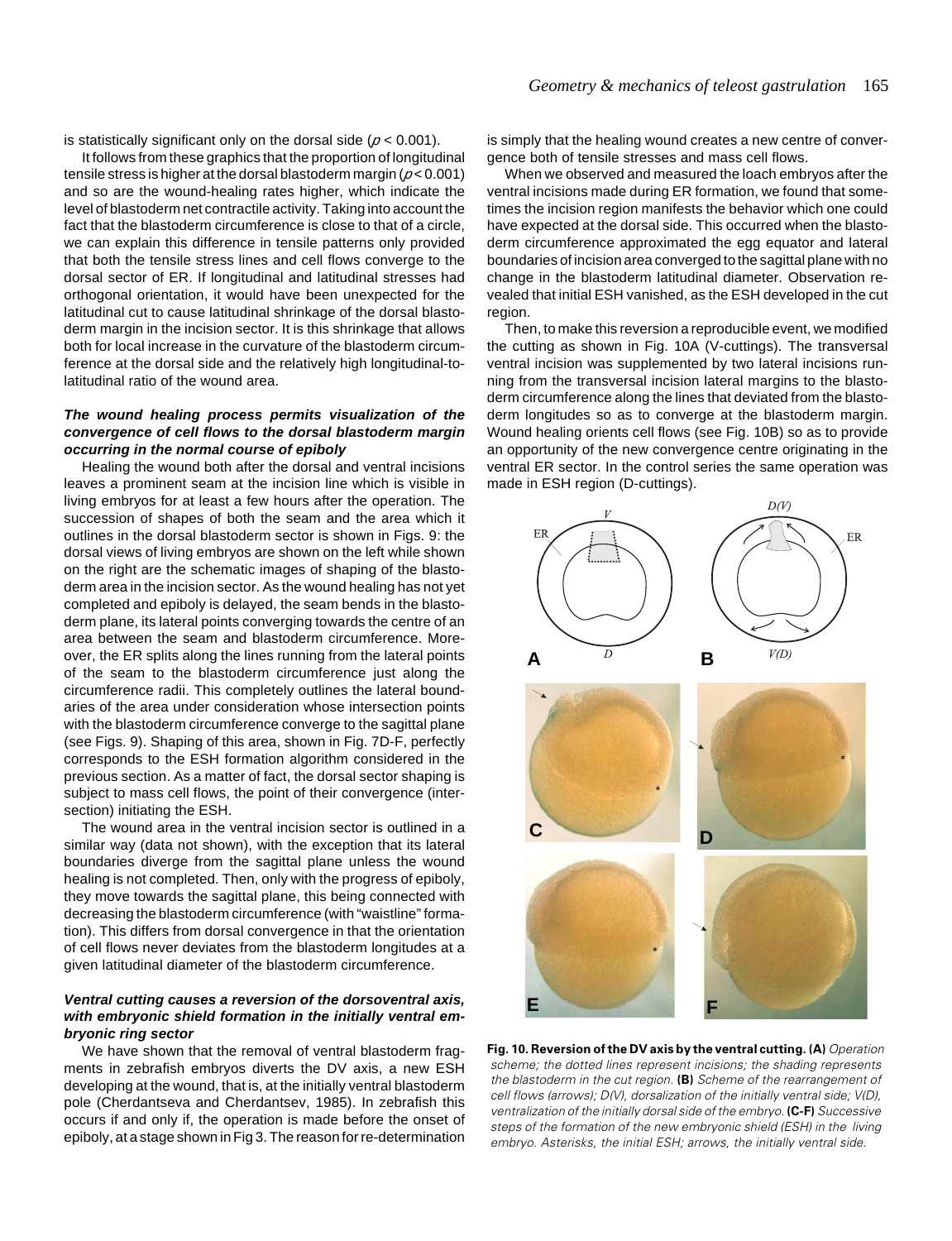is statistically significant only on the dorsal side ($p < 0.001$).

It follows from these graphics that the proportion of longitudinal tensile stress is higher at the dorsal blastoderm margin ($p < 0.001$) and so are the wound-healing rates higher, which indicate the level of blastoderm net contractile activity. Taking into account the fact that the blastoderm circumference is close to that of a circle, we can explain this difference in tensile patterns only provided that both the tensile stress lines and cell flows converge to the dorsal sector of ER. If longitudinal and latitudinal stresses had orthogonal orientation, it would have been unexpected for the latitudinal cut to cause latitudinal shrinkage of the dorsal blastoderm margin in the incision sector. It is this shrinkage that allows both for local increase in the curvature of the blastoderm circumference at the dorsal side and the relatively high longitudinal-to-latitudinal ratio of the wound area.

### *The wound healing process permits visualization of the convergence of cell flows to the dorsal blastoderm margin occurring in the normal course of epiboly*

Healing the wound both after the dorsal and ventral incisions leaves a prominent seam at the incision line which is visible in living embryos for at least a few hours after the operation. The succession of shapes of both the seam and the area which it outlines in the dorsal blastoderm sector is shown in Figs. 9: the dorsal views of living embryos are shown on the left while shown on the right are the schematic images of shaping of the blastoderm area in the incision sector. As the wound healing has not yet completed and epiboly is delayed, the seam bends in the blastoderm plane, its lateral points converging towards the centre of an area between the seam and blastoderm circumference. Moreover, the ER splits along the lines running from the lateral points of the seam to the blastoderm circumference just along the circumference radii. This completely outlines the lateral boundaries of the area under consideration whose intersection points with the blastoderm circumference converge to the sagittal plane (see Figs. 9). Shaping of this area, shown in Fig. 7D-F, perfectly corresponds to the ESH formation algorithm considered in the previous section. As a matter of fact, the dorsal sector shaping is subject to mass cell flows, the point of their convergence (intersection) initiating the ESH.

The wound area in the ventral incision sector is outlined in a similar way (data not shown), with the exception that its lateral boundaries diverge from the sagittal plane unless the wound healing is not completed. Then, only with the progress of epiboly, they move towards the sagittal plane, this being connected with decreasing the blastoderm circumference (with "waistline" formation). This differs from dorsal convergence in that the orientation of cell flows never deviates from the blastoderm longitudes at a given latitudinal diameter of the blastoderm circumference.

### *Ventral cutting causes a reversion of the dorsoventral axis, with embryonic shield formation in the initially ventral embryonic ring sector*

We have shown that the removal of ventral blastoderm fragments in zebrafish embryos diverts the DV axis, a new ESH developing at the wound, that is, at the initially ventral blastoderm pole (Cherdantseva and Cherdantsev, 1985). In zebrafish this occurs if and only if, the operation is made before the onset of epiboly, at a stage shown in Fig 3. The reason for re-determination is simply that the healing wound creates a new centre of convergence both of tensile stresses and mass cell flows.

When we observed and measured the loach embryos after the ventral incisions made during ER formation, we found that sometimes the incision region manifests the behavior which one could have expected at the dorsal side. This occurred when the blastoderm circumference approximated the egg equator and lateral boundaries of incision area converged to the sagittal plane with no change in the blastoderm latitudinal diameter. Observation revealed that initial ESH vanished, as the ESH developed in the cut region.

Then, to make this reversion a reproducible event, we modified the cutting as shown in Fig. 10A (V-cuttings). The transversal ventral incision was supplemented by two lateral incisions running from the transversal incision lateral margins to the blastoderm circumference along the lines that deviated from the blastoderm longitudes so as to converge at the blastoderm margin. Wound healing orients cell flows (see Fig. 10B) so as to provide an opportunity of the new convergence centre originating in the ventral ER sector. In the control series the same operation was made in ESH region (D-cuttings).

**Fig. 10. Reversion of the DV axis by the ventral cutting. (A)** *Operation scheme; the dotted lines represent incisions; the shading represents the blastoderm in the cut region.* **(B)** *Scheme of the rearrangement of cell flows (arrows); D(V), dorsalization of the initially ventral side; V(D), ventralization of the initially dorsal side of the embryo.* **(C-F)** *Successive steps of the formation of the new embryonic shield (ESH) in the living embryo. Asterisks, the initial ESH; arrows, the initially ventral side.*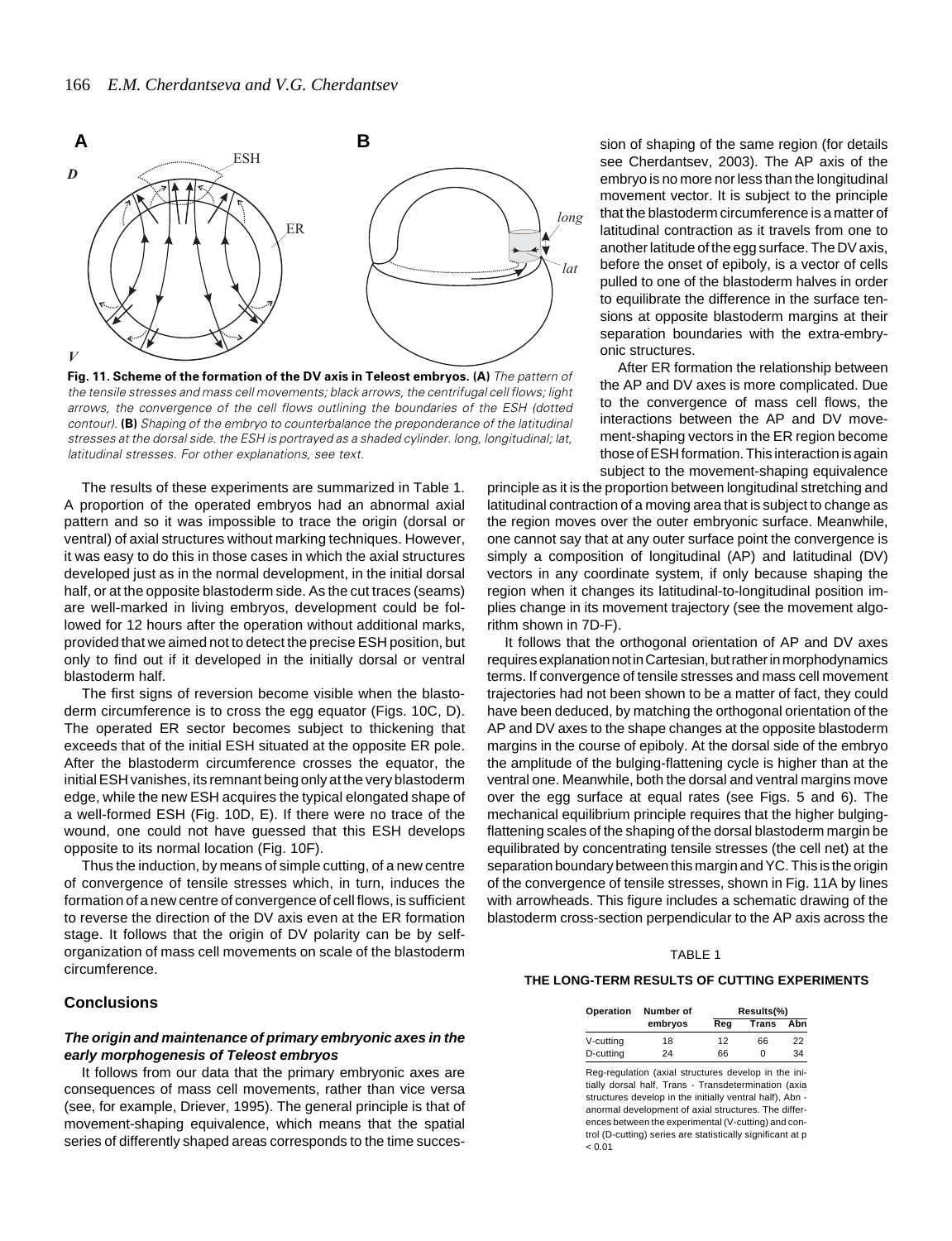**Fig. 11. Scheme of the formation of the DV axis in Teleost embryos. (A)** *The pattern of the tensile stresses and mass cell movements; black arrows, the centrifugal cell flows; light arrows, the convergence of the cell flows outlining the boundaries of the ESH (dotted contour).* **(B)** *Shaping of the embryo to counterbalance the preponderance of the latitudinal stresses at the dorsal side. the ESH is portrayed as a shaded cylinder. long, longitudinal; lat, latitudinal stresses. For other explanations, see text.*

The results of these experiments are summarized in Table 1. A proportion of the operated embryos had an abnormal axial pattern and so it was impossible to trace the origin (dorsal or ventral) of axial structures without marking techniques. However, it was easy to do this in those cases in which the axial structures developed just as in the normal development, in the initial dorsal half, or at the opposite blastoderm side. As the cut traces (seams) are well-marked in living embryos, development could be followed for 12 hours after the operation without additional marks, provided that we aimed not to detect the precise ESH position, but only to find out if it developed in the initially dorsal or ventral blastoderm half.

The first signs of reversion become visible when the blastoderm circumference is to cross the egg equator (Figs. 10C, D). The operated ER sector becomes subject to thickening that exceeds that of the initial ESH situated at the opposite ER pole. After the blastoderm circumference crosses the equator, the initial ESH vanishes, its remnant being only at the very blastoderm edge, while the new ESH acquires the typical elongated shape of a well-formed ESH (Fig. 10D, E). If there were no trace of the wound, one could not have guessed that this ESH develops opposite to its normal location (Fig. 10F).

Thus the induction, by means of simple cutting, of a new centre of convergence of tensile stresses which, in turn, induces the formation of a new centre of convergence of cell flows, is sufficient to reverse the direction of the DV axis even at the ER formation stage. It follows that the origin of DV polarity can be by self-organization of mass cell movements on scale of the blastoderm circumference.

## Conclusions

### *The origin and maintenance of primary embryonic axes in the early morphogenesis of Teleost embryos*

It follows from our data that the primary embryonic axes are consequences of mass cell movements, rather than vice versa (see, for example, Driever, 1995). The general principle is that of movement-shaping equivalence, which means that the spatial series of differently shaped areas corresponds to the time succession of shaping of the same region (for details see Cherdantsev, 2003). The AP axis of the embryo is no more nor less than the longitudinal movement vector. It is subject to the principle that the blastoderm circumference is a matter of latitudinal contraction as it travels from one to another latitude of the egg surface. The DV axis, before the onset of epiboly, is a vector of cells pulled to one of the blastoderm halves in order to equilibrate the difference in the surface tensions at opposite blastoderm margins at their separation boundaries with the extra-embryonic structures.

After ER formation the relationship between the AP and DV axes is more complicated. Due to the convergence of mass cell flows, the interactions between the AP and DV movement-shaping vectors in the ER region become those of ESH formation. This interaction is again subject to the movement-shaping equivalence principle as it is the proportion between longitudinal stretching and latitudinal contraction of a moving area that is subject to change as the region moves over the outer embryonic surface. Meanwhile, one cannot say that at any outer surface point the convergence is simply a composition of longitudinal (AP) and latitudinal (DV) vectors in any coordinate system, if only because shaping the region when it changes its latitudinal-to-longitudinal position implies change in its movement trajectory (see the movement algorithm shown in 7D-F).

It follows that the orthogonal orientation of AP and DV axes requires explanation not in Cartesian, but rather in morphodynamics terms. If convergence of tensile stresses and mass cell movement trajectories had not been shown to be a matter of fact, they could have been deduced, by matching the orthogonal orientation of the AP and DV axes to the shape changes at the opposite blastoderm margins in the course of epiboly. At the dorsal side of the embryo the amplitude of the bulging-flattening cycle is higher than at the ventral one. Meanwhile, both the dorsal and ventral margins move over the egg surface at equal rates (see Figs. 5 and 6). The mechanical equilibrium principle requires that the higher bulging-flattening scales of the shaping of the dorsal blastoderm margin be equilibrated by concentrating tensile stresses (the cell net) at the separation boundary between this margin and YC. This is the origin of the convergence of tensile stresses, shown in Fig. 11A by lines with arrowheads. This figure includes a schematic drawing of the blastoderm cross-section perpendicular to the AP axis across the

TABLE 1

**THE LONG-TERM RESULTS OF CUTTING EXPERIMENTS**

| Operation | Number of embryos | Results(%) | | |
|---|---|---|---|---|
| | | Reg | Trans | Abn |
| V-cutting | 18 | 12 | 66 | 22 |
| D-cutting | 24 | 66 | 0 | 34 |

Reg-regulation (axial structures develop in the initially dorsal half, Trans - Transdetermination (axia structures develop in the initially ventral half), Abn - anormal development of axial structures. The differences between the experimental (V-cutting) and control (D-cutting) series are statistically significant at $p < 0.01$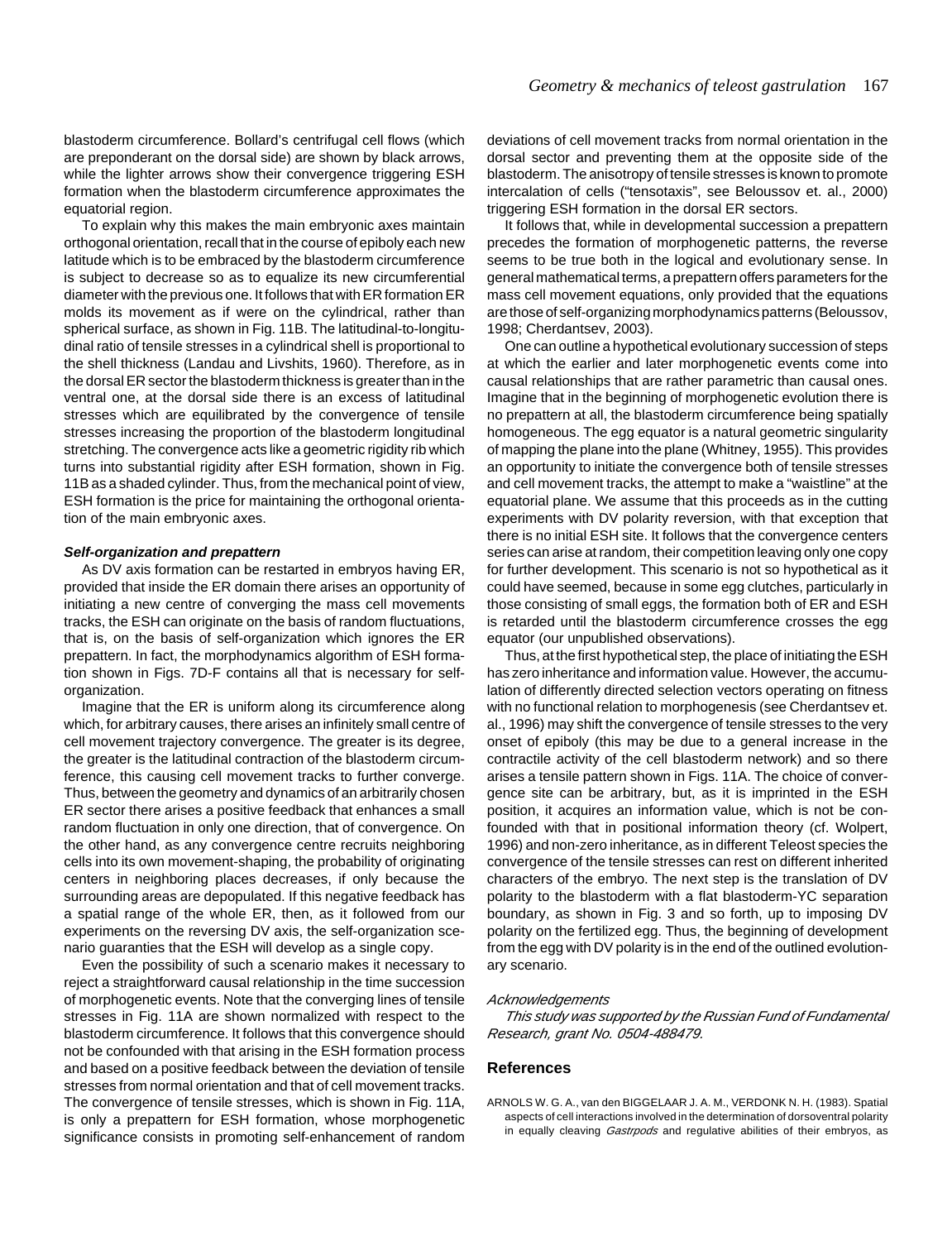blastoderm circumference. Bollard's centrifugal cell flows (which are preponderant on the dorsal side) are shown by black arrows, while the lighter arrows show their convergence triggering ESH formation when the blastoderm circumference approximates the equatorial region.

To explain why this makes the main embryonic axes maintain orthogonal orientation, recall that in the course of epiboly each new latitude which is to be embraced by the blastoderm circumference is subject to decrease so as to equalize its new circumferential diameter with the previous one. It follows that with ER formation ER molds its movement as if were on the cylindrical, rather than spherical surface, as shown in Fig. 11B. The latitudinal-to-longitudinal ratio of tensile stresses in a cylindrical shell is proportional to the shell thickness (Landau and Livshits, 1960). Therefore, as in the dorsal ER sector the blastoderm thickness is greater than in the ventral one, at the dorsal side there is an excess of latitudinal stresses which are equilibrated by the convergence of tensile stresses increasing the proportion of the blastoderm longitudinal stretching. The convergence acts like a geometric rigidity rib which turns into substantial rigidity after ESH formation, shown in Fig. 11B as a shaded cylinder. Thus, from the mechanical point of view, ESH formation is the price for maintaining the orthogonal orientation of the main embryonic axes.

### *Self-organization and prepattern*

As DV axis formation can be restarted in embryos having ER, provided that inside the ER domain there arises an opportunity of initiating a new centre of converging the mass cell movements tracks, the ESH can originate on the basis of random fluctuations, that is, on the basis of self-organization which ignores the ER prepattern. In fact, the morphodynamics algorithm of ESH formation shown in Figs. 7D-F contains all that is necessary for self-organization.

Imagine that the ER is uniform along its circumference along which, for arbitrary causes, there arises an infinitely small centre of cell movement trajectory convergence. The greater is its degree, the greater is the latitudinal contraction of the blastoderm circumference, this causing cell movement tracks to further converge. Thus, between the geometry and dynamics of an arbitrarily chosen ER sector there arises a positive feedback that enhances a small random fluctuation in only one direction, that of convergence. On the other hand, as any convergence centre recruits neighboring cells into its own movement-shaping, the probability of originating centers in neighboring places decreases, if only because the surrounding areas are depopulated. If this negative feedback has a spatial range of the whole ER, then, as it followed from our experiments on the reversing DV axis, the self-organization scenario guaranties that the ESH will develop as a single copy.

Even the possibility of such a scenario makes it necessary to reject a straightforward causal relationship in the time succession of morphogenetic events. Note that the converging lines of tensile stresses in Fig. 11A are shown normalized with respect to the blastoderm circumference. It follows that this convergence should not be confounded with that arising in the ESH formation process and based on a positive feedback between the deviation of tensile stresses from normal orientation and that of cell movement tracks. The convergence of tensile stresses, which is shown in Fig. 11A, is only a prepattern for ESH formation, whose morphogenetic significance consists in promoting self-enhancement of random deviations of cell movement tracks from normal orientation in the dorsal sector and preventing them at the opposite side of the blastoderm. The anisotropy of tensile stresses is known to promote intercalation of cells ("tensotaxis", see Beloussov et. al., 2000) triggering ESH formation in the dorsal ER sectors.

It follows that, while in developmental succession a prepattern precedes the formation of morphogenetic patterns, the reverse seems to be true both in the logical and evolutionary sense. In general mathematical terms, a prepattern offers parameters for the mass cell movement equations, only provided that the equations are those of self-organizing morphodynamics patterns (Beloussov, 1998; Cherdantsev, 2003).

One can outline a hypothetical evolutionary succession of steps at which the earlier and later morphogenetic events come into causal relationships that are rather parametric than causal ones. Imagine that in the beginning of morphogenetic evolution there is no prepattern at all, the blastoderm circumference being spatially homogeneous. The egg equator is a natural geometric singularity of mapping the plane into the plane (Whitney, 1955). This provides an opportunity to initiate the convergence both of tensile stresses and cell movement tracks, the attempt to make a "waistline" at the equatorial plane. We assume that this proceeds as in the cutting experiments with DV polarity reversion, with that exception that there is no initial ESH site. It follows that the convergence centers series can arise at random, their competition leaving only one copy for further development. This scenario is not so hypothetical as it could have seemed, because in some egg clutches, particularly in those consisting of small eggs, the formation both of ER and ESH is retarded until the blastoderm circumference crosses the egg equator (our unpublished observations).

Thus, at the first hypothetical step, the place of initiating the ESH has zero inheritance and information value. However, the accumulation of differently directed selection vectors operating on fitness with no functional relation to morphogenesis (see Cherdantsev et. al., 1996) may shift the convergence of tensile stresses to the very onset of epiboly (this may be due to a general increase in the contractile activity of the cell blastoderm network) and so there arises a tensile pattern shown in Figs. 11A. The choice of convergence site can be arbitrary, but, as it is imprinted in the ESH position, it acquires an information value, which is not be confounded with that in positional information theory (cf. Wolpert, 1996) and non-zero inheritance, as in different Teleost species the convergence of the tensile stresses can rest on different inherited characters of the embryo. The next step is the translation of DV polarity to the blastoderm with a flat blastoderm-YC separation boundary, as shown in Fig. 3 and so forth, up to imposing DV polarity on the fertilized egg. Thus, the beginning of development from the egg with DV polarity is in the end of the outlined evolutionary scenario.

*Acknowledgements*

*This study was supported by the Russian Fund of Fundamental Research, grant No. 0504-488479.*

## References

ARNOLS W. G. A., van den BIGGELAAR J. A. M., VERDONK N. H. (1983). Spatial aspects of cell interactions involved in the determination of dorsoventral polarity in equally cleaving *Gastrpods* and regulative abilities of their embryos, as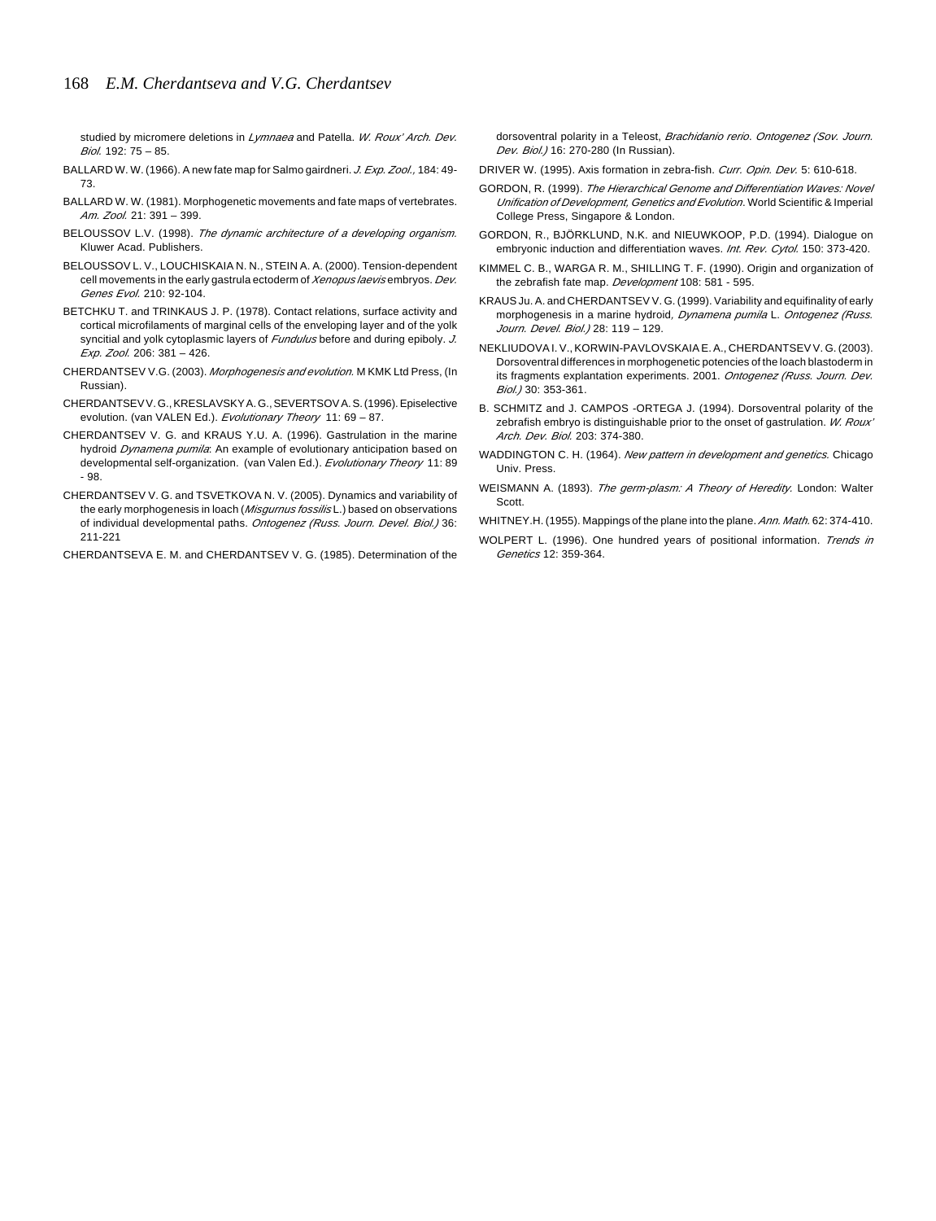studied by micromere deletions in *Lymnaea* and Patella. *W. Roux' Arch. Dev. Biol.* 192: 75 – 85.

BALLARD W. W. (1966). A new fate map for Salmo gairdneri. *J. Exp. Zool.,* 184: 49-73.

BALLARD W. W. (1981). Morphogenetic movements and fate maps of vertebrates. *Am. Zool.* 21: 391 – 399.

BELOUSSOV L.V. (1998). *The dynamic architecture of a developing organism.* Kluwer Acad. Publishers.

BELOUSSOV L. V., LOUCHISKAIA N. N., STEIN A. A. (2000). Tension-dependent cell movements in the early gastrula ectoderm of *Xenopus laevis* embryos. *Dev. Genes Evol.* 210: 92-104.

BETCHKU T. and TRINKAUS J. P. (1978). Contact relations, surface activity and cortical microfilaments of marginal cells of the enveloping layer and of the yolk syncitial and yolk cytoplasmic layers of *Fundulus* before and during epiboly. *J. Exp. Zool.* 206: 381 – 426.

CHERDANTSEV V.G. (2003). *Morphogenesis and evolution.* M KMK Ltd Press, (In Russian).

CHERDANTSEV V. G., KRESLAVSKY A. G., SEVERTSOV A. S. (1996). Episelective evolution. (van VALEN Ed.). *Evolutionary Theory* 11: 69 – 87.

CHERDANTSEV V. G. and KRAUS Y.U. A. (1996). Gastrulation in the marine hydroid *Dynamena pumila*: An example of evolutionary anticipation based on developmental self-organization. (van Valen Ed.). *Evolutionary Theory* 11: 89 - 98.

CHERDANTSEV V. G. and TSVETKOVA N. V. (2005). Dynamics and variability of the early morphogenesis in loach (*Misgurnus fossilis* L.) based on observations of individual developmental paths. *Ontogenez (Russ. Journ. Devel. Biol.)* 36: 211-221

CHERDANTSEVA E. M. and CHERDANTSEV V. G. (1985). Determination of the dorsoventral polarity in a Teleost, *Brachidanio rerio*. *Ontogenez (Sov. Journ. Dev. Biol.)* 16: 270-280 (In Russian).

DRIVER W. (1995). Axis formation in zebra-fish. *Curr. Opin. Dev.* 5: 610-618.

GORDON, R. (1999). *The Hierarchical Genome and Differentiation Waves: Novel Unification of Development, Genetics and Evolution.* World Scientific & Imperial College Press, Singapore & London.

GORDON, R., BJÖRKLUND, N.K. and NIEUWKOOP, P.D. (1994). Dialogue on embryonic induction and differentiation waves. *Int. Rev. Cytol.* 150: 373-420.

KIMMEL C. B., WARGA R. M., SHILLING T. F. (1990). Origin and organization of the zebrafish fate map. *Development* 108: 581 - 595.

KRAUS Ju. A. and CHERDANTSEV V. G. (1999). Variability and equifinality of early morphogenesis in a marine hydroid, *Dynamena pumila* L. *Ontogenez (Russ. Journ. Devel. Biol.)* 28: 119 – 129.

NEKLIUDOVA I. V., KORWIN-PAVLOVSKAIA E. A., CHERDANTSEV V. G. (2003). Dorsoventral differences in morphogenetic potencies of the loach blastoderm in its fragments explantation experiments. 2001. *Ontogenez (Russ. Journ. Dev. Biol.)* 30: 353-361.

B. SCHMITZ and J. CAMPOS -ORTEGA J. (1994). Dorsoventral polarity of the zebrafish embryo is distinguishable prior to the onset of gastrulation. *W. Roux' Arch. Dev. Biol.* 203: 374-380.

WADDINGTON C. H. (1964). *New pattern in development and genetics.* Chicago Univ. Press.

WEISMANN A. (1893). *The germ-plasm: A Theory of Heredity.* London: Walter Scott.

WHITNEY.H. (1955). Mappings of the plane into the plane. *Ann. Math.* 62: 374-410.

WOLPERT L. (1996). One hundred years of positional information. *Trends in Genetics* 12: 359-364.